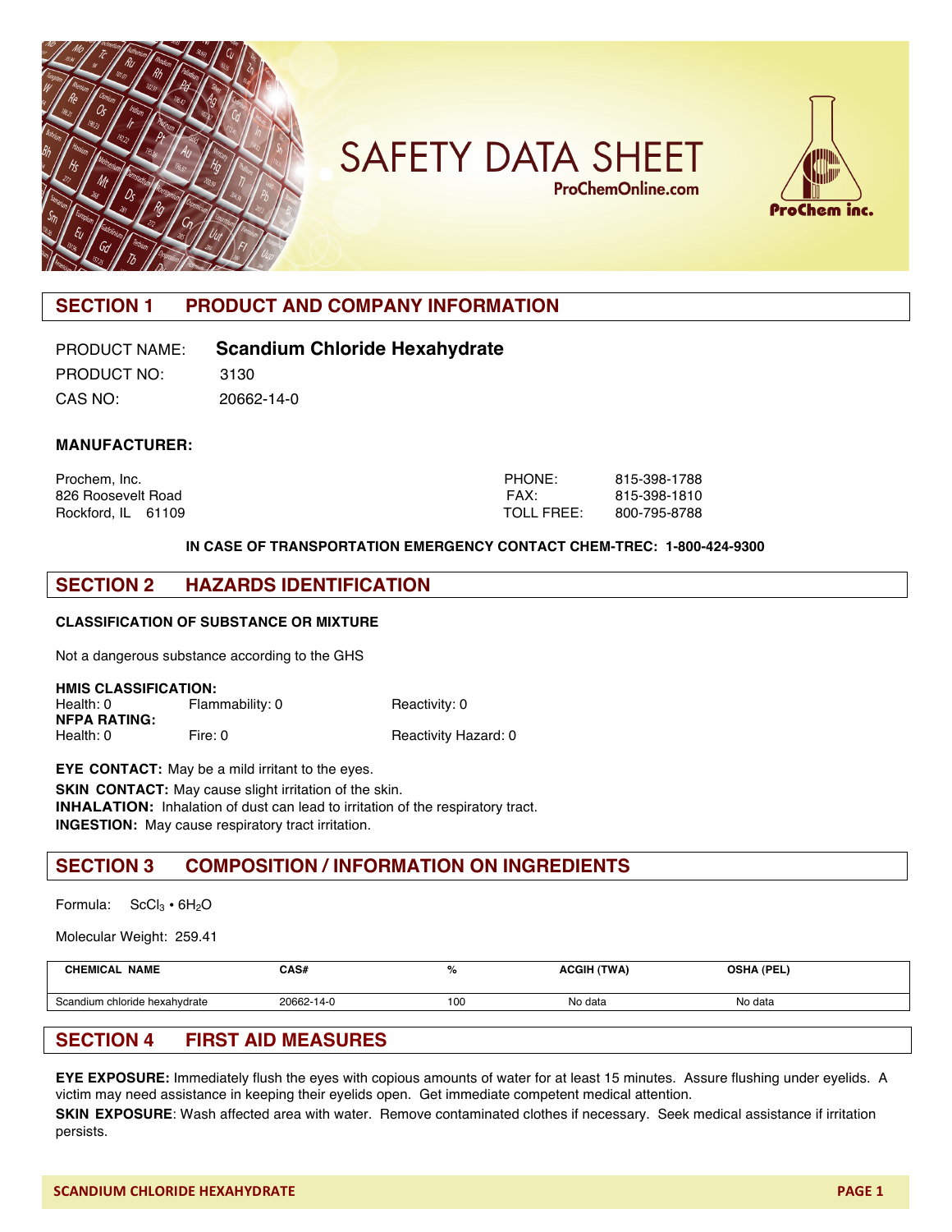# SAFETY DATA SHEET

ProChemOnline.com

ProChem inc.

## SECTION 1 PRODUCT AND COMPANY INFORMATION

PRODUCT NAME: **Scandium Chloride Hexahydrate**

PRODUCT NO: 3130

CAS NO: 20662-14-0

**MANUFACTURER:**

Prochem, Inc.
826 Roosevelt Road
Rockford, IL 61109

PHONE: 815-398-1788
FAX: 815-398-1810
TOLL FREE: 800-795-8788

**IN CASE OF TRANSPORTATION EMERGENCY CONTACT CHEM-TREC: 1-800-424-9300**

## SECTION 2 HAZARDS IDENTIFICATION

**CLASSIFICATION OF SUBSTANCE OR MIXTURE**

Not a dangerous substance according to the GHS

**HMIS CLASSIFICATION:**
Health: 0 Flammability: 0 Reactivity: 0

**NFPA RATING:**
Health: 0 Fire: 0 Reactivity Hazard: 0

**EYE CONTACT:** May be a mild irritant to the eyes.

**SKIN CONTACT:** May cause slight irritation of the skin.

**INHALATION:** Inhalation of dust can lead to irritation of the respiratory tract.

**INGESTION:** May cause respiratory tract irritation.

## SECTION 3 COMPOSITION / INFORMATION ON INGREDIENTS

Formula: $ScCl_3 \cdot 6H_2O$

Molecular Weight: 259.41

| CHEMICAL NAME | CAS# | % | ACGIH (TWA) | OSHA (PEL) |
|---|---|---|---|---|
| Scandium chloride hexahydrate | 20662-14-0 | 100 | No data | No data |

## SECTION 4 FIRST AID MEASURES

**EYE EXPOSURE:** Immediately flush the eyes with copious amounts of water for at least 15 minutes. Assure flushing under eyelids. A victim may need assistance in keeping their eyelids open. Get immediate competent medical attention.

**SKIN EXPOSURE**: Wash affected area with water. Remove contaminated clothes if necessary. Seek medical assistance if irritation persists.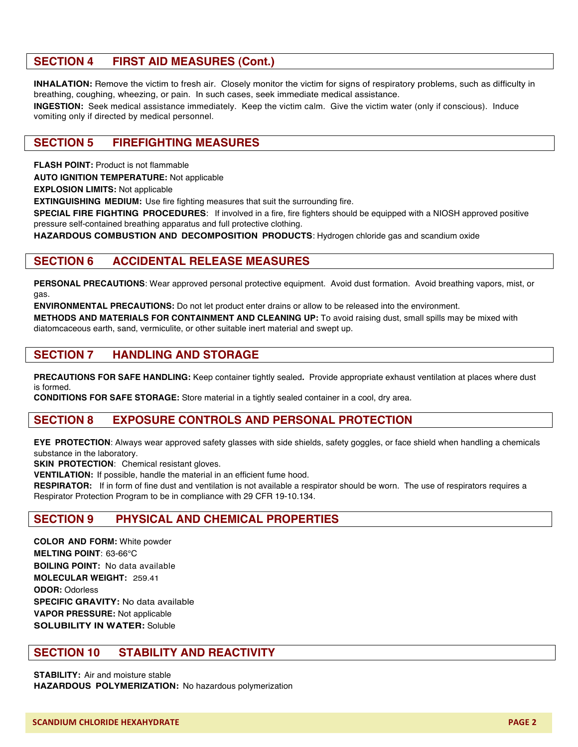## SECTION 4 FIRST AID MEASURES (Cont.)

**INHALATION:** Remove the victim to fresh air. Closely monitor the victim for signs of respiratory problems, such as difficulty in breathing, coughing, wheezing, or pain. In such cases, seek immediate medical assistance.

**INGESTION:** Seek medical assistance immediately. Keep the victim calm. Give the victim water (only if conscious). Induce vomiting only if directed by medical personnel.

## SECTION 5 FIREFIGHTING MEASURES

**FLASH POINT:** Product is not flammable

**AUTO IGNITION TEMPERATURE:** Not applicable

**EXPLOSION LIMITS:** Not applicable

**EXTINGUISHING MEDIUM:** Use fire fighting measures that suit the surrounding fire.

**SPECIAL FIRE FIGHTING PROCEDURES**: If involved in a fire, fire fighters should be equipped with a NIOSH approved positive pressure self-contained breathing apparatus and full protective clothing.

**HAZARDOUS COMBUSTION AND DECOMPOSITION PRODUCTS**: Hydrogen chloride gas and scandium oxide

## SECTION 6 ACCIDENTAL RELEASE MEASURES

**PERSONAL PRECAUTIONS**: Wear approved personal protective equipment. Avoid dust formation. Avoid breathing vapors, mist, or gas.

**ENVIRONMENTAL PRECAUTIONS:** Do not let product enter drains or allow to be released into the environment.

**METHODS AND MATERIALS FOR CONTAINMENT AND CLEANING UP:** To avoid raising dust, small spills may be mixed with diatomcaceous earth, sand, vermiculite, or other suitable inert material and swept up.

## SECTION 7 HANDLING AND STORAGE

**PRECAUTIONS FOR SAFE HANDLING:** Keep container tightly sealed**.** Provide appropriate exhaust ventilation at places where dust is formed.

**CONDITIONS FOR SAFE STORAGE:** Store material in a tightly sealed container in a cool, dry area.

## SECTION 8 EXPOSURE CONTROLS AND PERSONAL PROTECTION

**EYE PROTECTION**: Always wear approved safety glasses with side shields, safety goggles, or face shield when handling a chemicals substance in the laboratory.

**SKIN PROTECTION**: Chemical resistant gloves.

**VENTILATION:** If possible, handle the material in an efficient fume hood.

**RESPIRATOR:** If in form of fine dust and ventilation is not available a respirator should be worn. The use of respirators requires a Respirator Protection Program to be in compliance with 29 CFR 19-10.134.

## SECTION 9 PHYSICAL AND CHEMICAL PROPERTIES

**COLOR AND FORM:** White powder

**MELTING POINT**: 63-66°C

**BOILING POINT:** No data available

**MOLECULAR WEIGHT:** 259.41

**ODOR:** Odorless

**SPECIFIC GRAVITY:** No data available

**VAPOR PRESSURE:** Not applicable

**SOLUBILITY IN WATER:** Soluble

## SECTION 10 STABILITY AND REACTIVITY

**STABILITY:** Air and moisture stable

**HAZARDOUS POLYMERIZATION:** No hazardous polymerization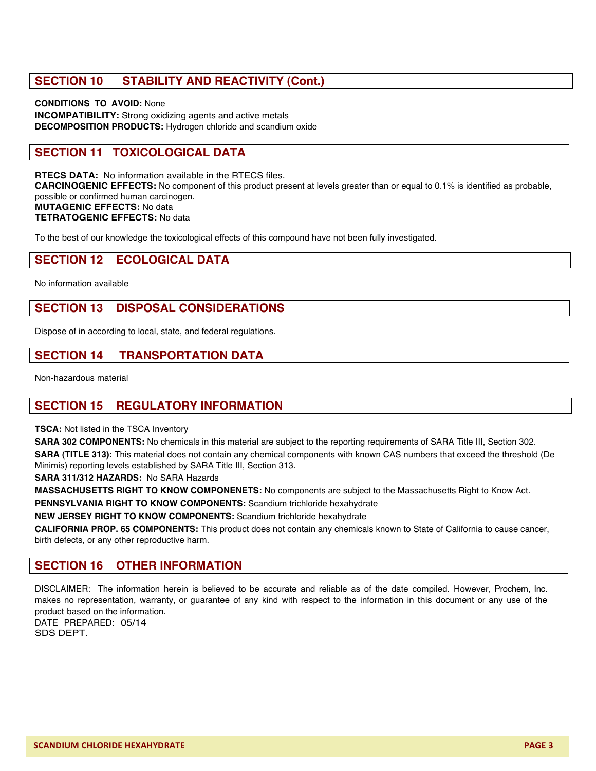## SECTION 10 STABILITY AND REACTIVITY (Cont.)

**CONDITIONS TO AVOID:** None
**INCOMPATIBILITY:** Strong oxidizing agents and active metals
**DECOMPOSITION PRODUCTS:** Hydrogen chloride and scandium oxide

## SECTION 11 TOXICOLOGICAL DATA

**RTECS DATA:** No information available in the RTECS files.
**CARCINOGENIC EFFECTS:** No component of this product present at levels greater than or equal to 0.1% is identified as probable, possible or confirmed human carcinogen.
**MUTAGENIC EFFECTS:** No data
**TETRATOGENIC EFFECTS:** No data

To the best of our knowledge the toxicological effects of this compound have not been fully investigated.

## SECTION 12 ECOLOGICAL DATA

No information available

## SECTION 13 DISPOSAL CONSIDERATIONS

Dispose of in according to local, state, and federal regulations.

## SECTION 14 TRANSPORTATION DATA

Non-hazardous material

## SECTION 15 REGULATORY INFORMATION

**TSCA:** Not listed in the TSCA Inventory

**SARA 302 COMPONENTS:** No chemicals in this material are subject to the reporting requirements of SARA Title III, Section 302.

**SARA (TITLE 313):** This material does not contain any chemical components with known CAS numbers that exceed the threshold (De Minimis) reporting levels established by SARA Title III, Section 313.

**SARA 311/312 HAZARDS:** No SARA Hazards

**MASSACHUSETTS RIGHT TO KNOW COMPONENETS:** No components are subject to the Massachusetts Right to Know Act.

**PENNSYLVANIA RIGHT TO KNOW COMPONENTS:** Scandium trichloride hexahydrate

**NEW JERSEY RIGHT TO KNOW COMPONENTS:** Scandium trichloride hexahydrate

**CALIFORNIA PROP. 65 COMPONENTS:** This product does not contain any chemicals known to State of California to cause cancer, birth defects, or any other reproductive harm.

## SECTION 16 OTHER INFORMATION

DISCLAIMER: The information herein is believed to be accurate and reliable as of the date compiled. However, Prochem, Inc. makes no representation, warranty, or guarantee of any kind with respect to the information in this document or any use of the product based on the information.
DATE PREPARED: 05/14
SDS DEPT.